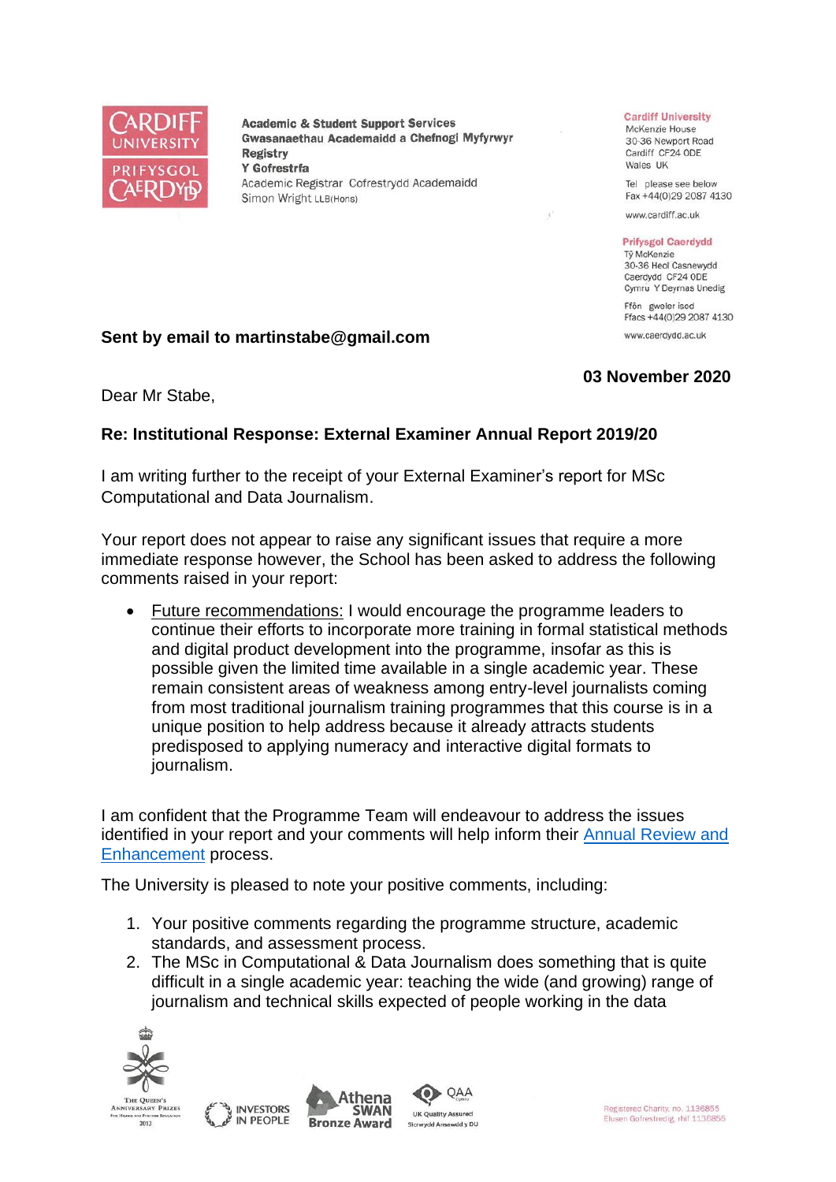Academic & Student Support Services
Gwasanaethau Academaidd a Chefnogi Myfyrwyr
**Registry**
**Y Gofrestrfa**
Academic Registrar Cofrestrydd Academaidd
Simon Wright LLB(Hons)

**Cardiff University**
McKenzie House
30-36 Newport Road
Cardiff CF24 0DE
Wales UK

Tel please see below
Fax +44(0)29 2087 4130

www.cardiff.ac.uk

**Prifysgol Caerdydd**
Tŷ McKenzie
30-36 Heol Casnewydd
Caerdydd CF24 0DE
Cymru Y Deyrnas Unedig

Ffôn gweler isod
Ffacs +44(0)29 2087 4130

www.caerdydd.ac.uk

**Sent by email to martinstabe@gmail.com**

**03 November 2020**

Dear Mr Stabe,

**Re: Institutional Response: External Examiner Annual Report 2019/20**

I am writing further to the receipt of your External Examiner's report for MSc Computational and Data Journalism.

Your report does not appear to raise any significant issues that require a more immediate response however, the School has been asked to address the following comments raised in your report:

- Future recommendations: I would encourage the programme leaders to continue their efforts to incorporate more training in formal statistical methods and digital product development into the programme, insofar as this is possible given the limited time available in a single academic year. These remain consistent areas of weakness among entry-level journalists coming from most traditional journalism training programmes that this course is in a unique position to help address because it already attracts students predisposed to applying numeracy and interactive digital formats to journalism.

I am confident that the Programme Team will endeavour to address the issues identified in your report and your comments will help inform their Annual Review and Enhancement process.

The University is pleased to note your positive comments, including:

1. Your positive comments regarding the programme structure, academic standards, and assessment process.
2. The MSc in Computational & Data Journalism does something that is quite difficult in a single academic year: teaching the wide (and growing) range of journalism and technical skills expected of people working in the data

Registered Charity, no. 1136855
Elusen Gofrestredig, rhif 1136855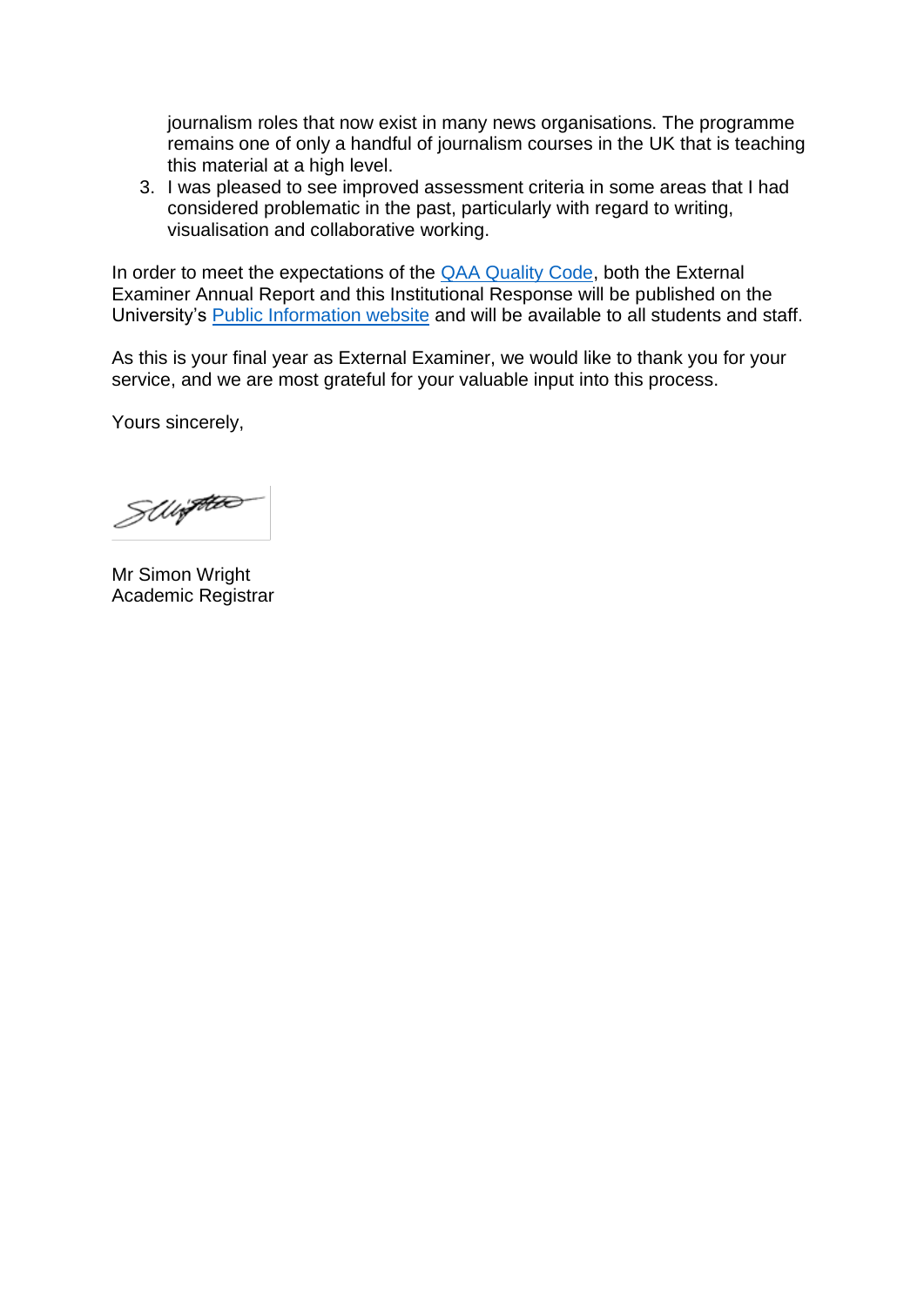journalism roles that now exist in many news organisations. The programme remains one of only a handful of journalism courses in the UK that is teaching this material at a high level.

3. I was pleased to see improved assessment criteria in some areas that I had considered problematic in the past, particularly with regard to writing, visualisation and collaborative working.

In order to meet the expectations of the QAA Quality Code, both the External Examiner Annual Report and this Institutional Response will be published on the University's Public Information website and will be available to all students and staff.

As this is your final year as External Examiner, we would like to thank you for your service, and we are most grateful for your valuable input into this process.

Yours sincerely,

Mr Simon Wright
Academic Registrar